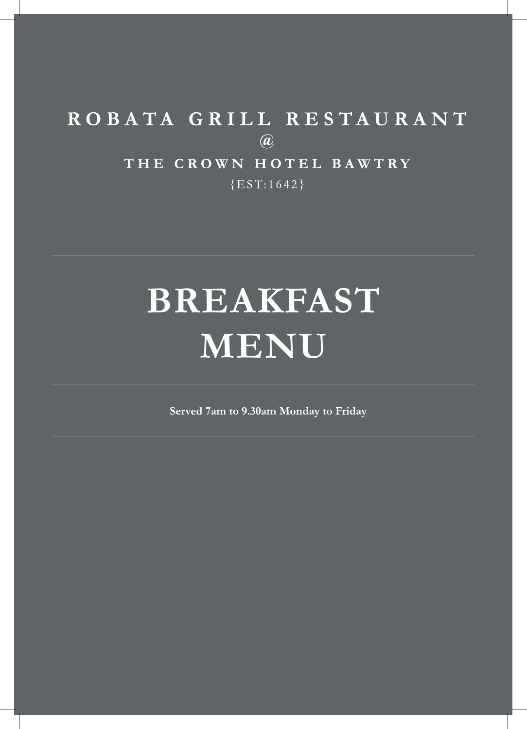**ROBATA GRILL RESTAURANT**

**@**

**THE CROWN HOTEL BAWTRY**

{EST:1642}

---

# BREAKFAST MENU

---

**Served 7am to 9.30am Monday to Friday**

---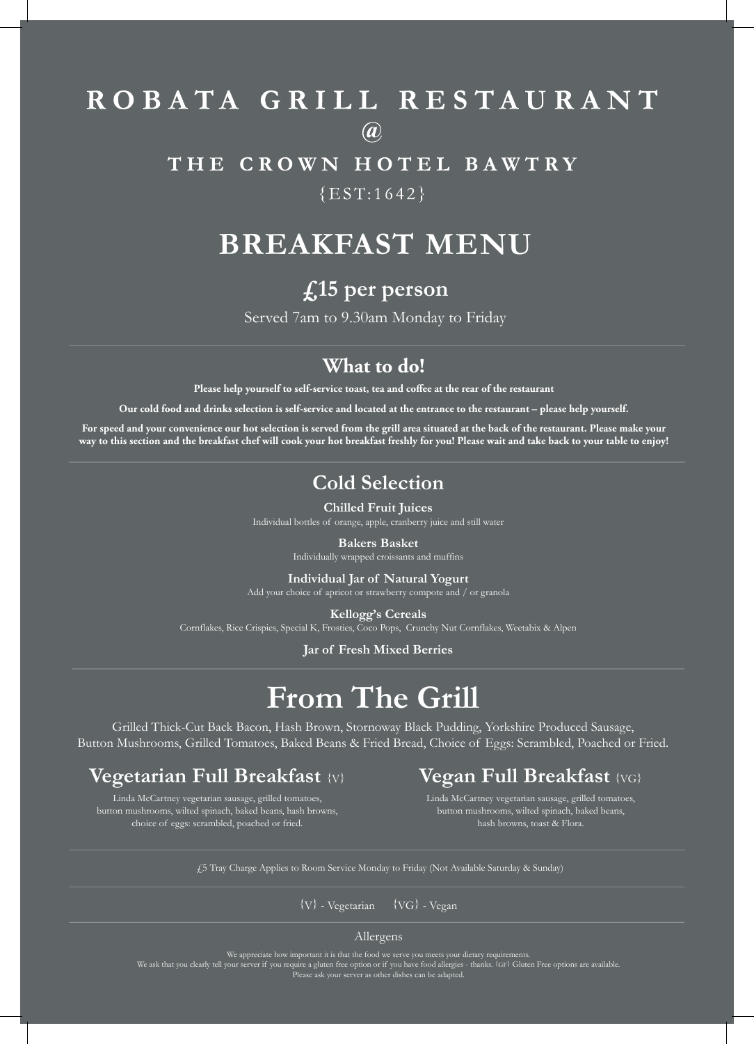# ROBATA GRILL RESTAURANT

@

## THE CROWN HOTEL BAWTRY

{EST:1642}

# BREAKFAST MENU

## £15 per person

Served 7am to 9.30am Monday to Friday

## What to do!

**Please help yourself to self-service toast, tea and coffee at the rear of the restaurant**

**Our cold food and drinks selection is self-service and located at the entrance to the restaurant – please help yourself.**

**For speed and your convenience our hot selection is served from the grill area situated at the back of the restaurant. Please make your way to this section and the breakfast chef will cook your hot breakfast freshly for you! Please wait and take back to your table to enjoy!**

## Cold Selection

**Chilled Fruit Juices**
Individual bottles of orange, apple, cranberry juice and still water

**Bakers Basket**
Individually wrapped croissants and muffins

**Individual Jar of Natural Yogurt**
Add your choice of apricot or strawberry compote and / or granola

**Kellogg's Cereals**
Cornflakes, Rice Crispies, Special K, Frosties, Coco Pops, Crunchy Nut Cornflakes, Weetabix & Alpen

**Jar of Fresh Mixed Berries**

# From The Grill

Grilled Thick-Cut Back Bacon, Hash Brown, Stornoway Black Pudding, Yorkshire Produced Sausage, Button Mushrooms, Grilled Tomatoes, Baked Beans & Fried Bread, Choice of Eggs: Scrambled, Poached or Fried.

## Vegetarian Full Breakfast {V}

Linda McCartney vegetarian sausage, grilled tomatoes, button mushrooms, wilted spinach, baked beans, hash browns, choice of eggs: scrambled, poached or fried.

## Vegan Full Breakfast {VG}

Linda McCartney vegetarian sausage, grilled tomatoes, button mushrooms, wilted spinach, baked beans, hash browns, toast & Flora.

£5 Tray Charge Applies to Room Service Monday to Friday (Not Available Saturday & Sunday)

{V} - Vegetarian {VG} - Vegan

Allergens

We appreciate how important it is that the food we serve you meets your dietary requirements.
We ask that you clearly tell your server if you require a gluten free option or if you have food allergies - thanks. {GF} Gluten Free options are available.
Please ask your server as other dishes can be adapted.